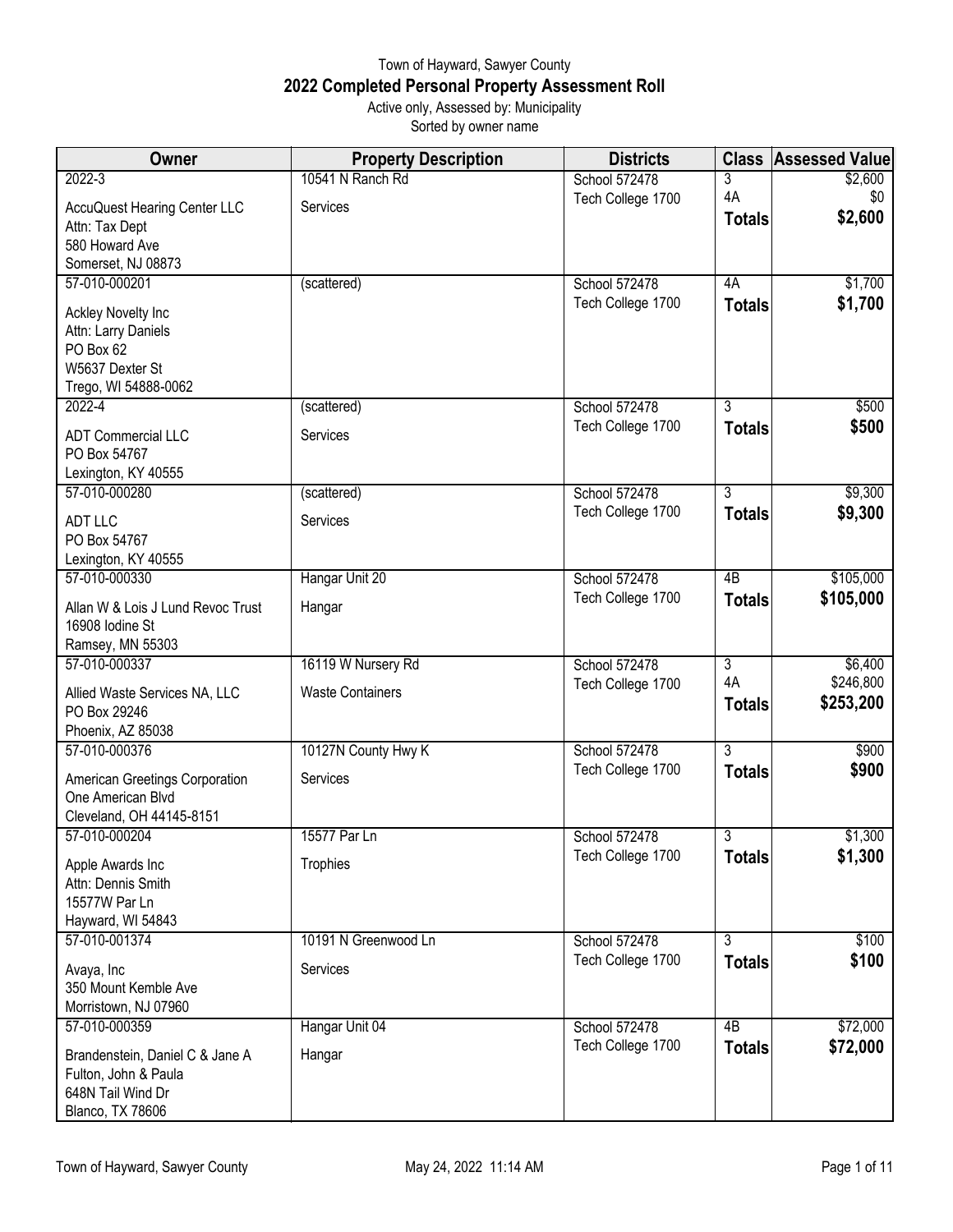Town of Hayward, Sawyer County

# 2022 Completed Personal Property Assessment Roll

Active only, Assessed by: Municipality

Sorted by owner name

| Owner | Property Description | Districts | Class | Assessed Value |
|---|---|---|---|---|
| 2022-3<br>AccuQuest Hearing Center LLC<br>Attn: Tax Dept<br>580 Howard Ave<br>Somerset, NJ 08873 | 10541 N Ranch Rd<br>Services | School 572478<br>Tech College 1700 | 3<br>4A<br>**Totals** | \$2,600<br>\$0<br>**\$2,600** |
| 57-010-000201<br>Ackley Novelty Inc<br>Attn: Larry Daniels<br>PO Box 62<br>W5637 Dexter St<br>Trego, WI 54888-0062 | (scattered) | School 572478<br>Tech College 1700 | 4A<br>**Totals** | \$1,700<br>**\$1,700** |
| 2022-4<br>ADT Commercial LLC<br>PO Box 54767<br>Lexington, KY 40555 | (scattered)<br>Services | School 572478<br>Tech College 1700 | 3<br>**Totals** | \$500<br>**\$500** |
| 57-010-000280<br>ADT LLC<br>PO Box 54767<br>Lexington, KY 40555 | (scattered)<br>Services | School 572478<br>Tech College 1700 | 3<br>**Totals** | \$9,300<br>**\$9,300** |
| 57-010-000330<br>Allan W & Lois J Lund Revoc Trust<br>16908 Iodine St<br>Ramsey, MN 55303 | Hangar Unit 20<br>Hangar | School 572478<br>Tech College 1700 | 4B<br>**Totals** | \$105,000<br>**\$105,000** |
| 57-010-000337<br>Allied Waste Services NA, LLC<br>PO Box 29246<br>Phoenix, AZ 85038 | 16119 W Nursery Rd<br>Waste Containers | School 572478<br>Tech College 1700 | 3<br>4A<br>**Totals** | \$6,400<br>\$246,800<br>**\$253,200** |
| 57-010-000376<br>American Greetings Corporation<br>One American Blvd<br>Cleveland, OH 44145-8151 | 10127N County Hwy K<br>Services | School 572478<br>Tech College 1700 | 3<br>**Totals** | \$900<br>**\$900** |
| 57-010-000204<br>Apple Awards Inc<br>Attn: Dennis Smith<br>15577W Par Ln<br>Hayward, WI 54843 | 15577 Par Ln<br>Trophies | School 572478<br>Tech College 1700 | 3<br>**Totals** | \$1,300<br>**\$1,300** |
| 57-010-001374<br>Avaya, Inc<br>350 Mount Kemble Ave<br>Morristown, NJ 07960 | 10191 N Greenwood Ln<br>Services | School 572478<br>Tech College 1700 | 3<br>**Totals** | \$100<br>**\$100** |
| 57-010-000359<br>Brandenstein, Daniel C & Jane A<br>Fulton, John & Paula<br>648N Tail Wind Dr<br>Blanco, TX 78606 | Hangar Unit 04<br>Hangar | School 572478<br>Tech College 1700 | 4B<br>**Totals** | \$72,000<br>**\$72,000** |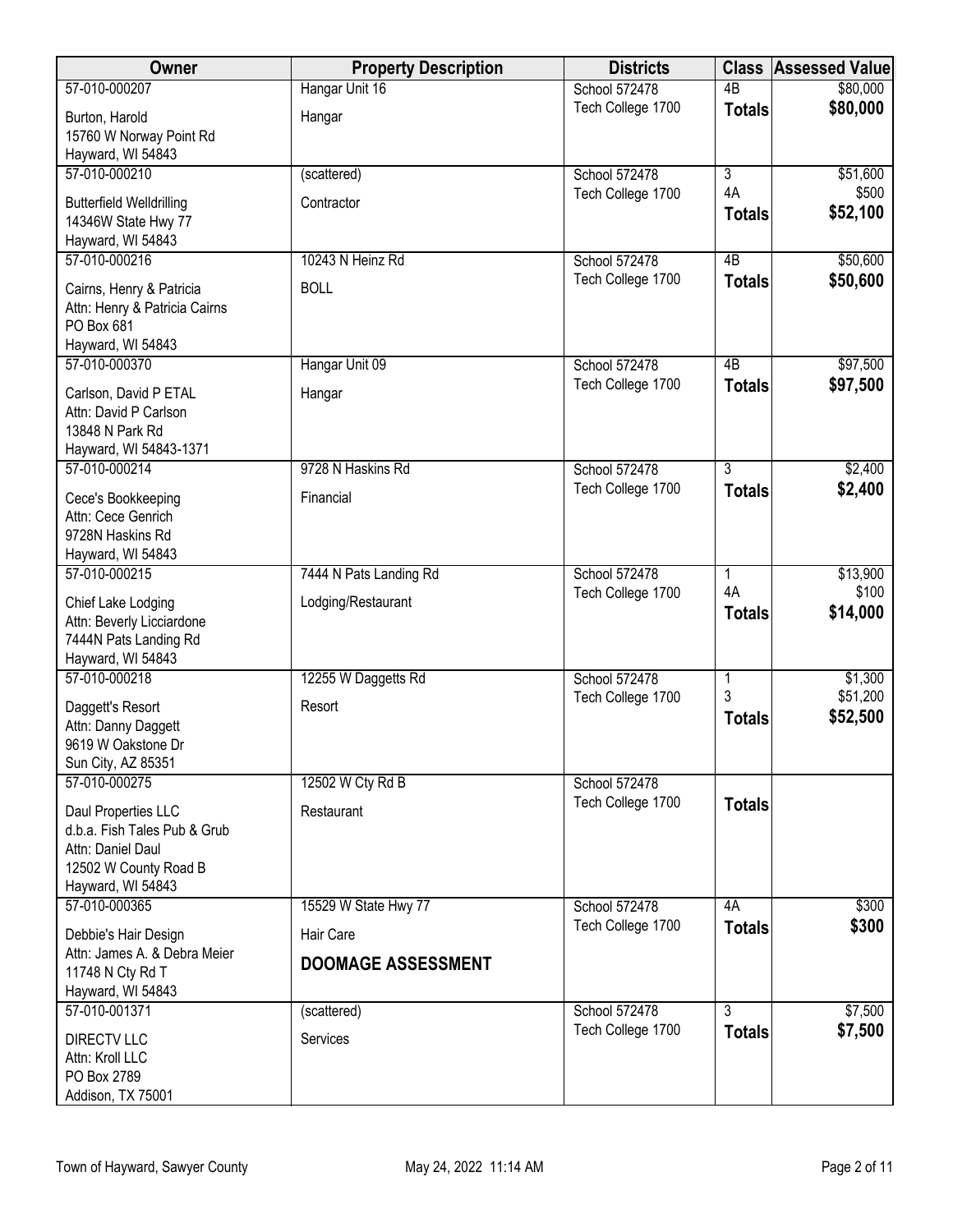| Owner | Property Description | Districts | Class | Assessed Value |
|---|---|---|---|---|
| 57-010-000207<br>Burton, Harold<br>15760 W Norway Point Rd<br>Hayward, WI 54843 | Hangar Unit 16<br>Hangar | School 572478<br>Tech College 1700 | 4B<br>**Totals** | $80,000<br>**$80,000** |
| 57-010-000210<br>Butterfield Welldrilling<br>14346W State Hwy 77<br>Hayward, WI 54843 | (scattered)<br>Contractor | School 572478<br>Tech College 1700 | 3<br>4A<br>**Totals** | $51,600<br>$500<br>**$52,100** |
| 57-010-000216<br>Cairns, Henry & Patricia<br>Attn: Henry & Patricia Cairns<br>PO Box 681<br>Hayward, WI 54843 | 10243 N Heinz Rd<br>BOLL | School 572478<br>Tech College 1700 | 4B<br>**Totals** | $50,600<br>**$50,600** |
| 57-010-000370<br>Carlson, David P ETAL<br>Attn: David P Carlson<br>13848 N Park Rd<br>Hayward, WI 54843-1371 | Hangar Unit 09<br>Hangar | School 572478<br>Tech College 1700 | 4B<br>**Totals** | $97,500<br>**$97,500** |
| 57-010-000214<br>Cece's Bookkeeping<br>Attn: Cece Genrich<br>9728N Haskins Rd<br>Hayward, WI 54843 | 9728 N Haskins Rd<br>Financial | School 572478<br>Tech College 1700 | 3<br>**Totals** | $2,400<br>**$2,400** |
| 57-010-000215<br>Chief Lake Lodging<br>Attn: Beverly Licciardone<br>7444N Pats Landing Rd<br>Hayward, WI 54843 | 7444 N Pats Landing Rd<br>Lodging/Restaurant | School 572478<br>Tech College 1700 | 1<br>4A<br>**Totals** | $13,900<br>$100<br>**$14,000** |
| 57-010-000218<br>Daggett's Resort<br>Attn: Danny Daggett<br>9619 W Oakstone Dr<br>Sun City, AZ 85351 | 12255 W Daggetts Rd<br>Resort | School 572478<br>Tech College 1700 | 1<br>3<br>**Totals** | $1,300<br>$51,200<br>**$52,500** |
| 57-010-000275<br>Daul Properties LLC<br>d.b.a. Fish Tales Pub & Grub<br>Attn: Daniel Daul<br>12502 W County Road B<br>Hayward, WI 54843 | 12502 W Cty Rd B<br>Restaurant | School 572478<br>Tech College 1700 | **Totals** | |
| 57-010-000365<br>Debbie's Hair Design<br>Attn: James A. & Debra Meier<br>11748 N Cty Rd T<br>Hayward, WI 54843 | 15529 W State Hwy 77<br>Hair Care<br>**DOOMAGE ASSESSMENT** | School 572478<br>Tech College 1700 | 4A<br>**Totals** | $300<br>**$300** |
| 57-010-001371<br>DIRECTV LLC<br>Attn: Kroll LLC<br>PO Box 2789<br>Addison, TX 75001 | (scattered)<br>Services | School 572478<br>Tech College 1700 | 3<br>**Totals** | $7,500<br>**$7,500** |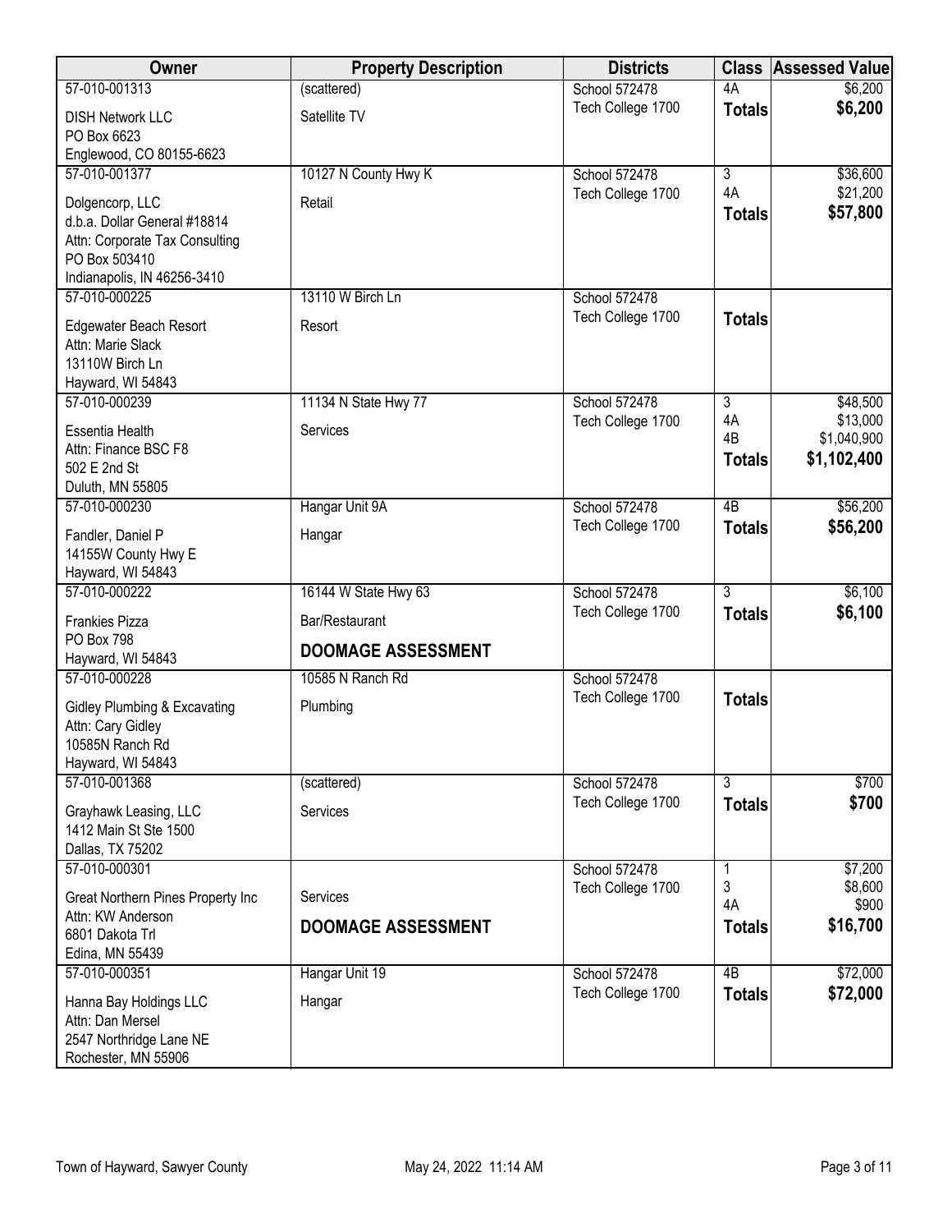| Owner | Property Description | Districts | Class | Assessed Value |
|---|---|---|---|---|
| 57-010-001313<br>DISH Network LLC<br>PO Box 6623<br>Englewood, CO 80155-6623 | (scattered)<br>Satellite TV | School 572478<br>Tech College 1700 | 4A<br>**Totals** | $6,200<br>**$6,200** |
| 57-010-001377<br>Dolgencorp, LLC<br>d.b.a. Dollar General #18814<br>Attn: Corporate Tax Consulting<br>PO Box 503410<br>Indianapolis, IN 46256-3410 | 10127 N County Hwy K<br>Retail | School 572478<br>Tech College 1700 | 3<br>4A<br>**Totals** | $36,600<br>$21,200<br>**$57,800** |
| 57-010-000225<br>Edgewater Beach Resort<br>Attn: Marie Slack<br>13110W Birch Ln<br>Hayward, WI 54843 | 13110 W Birch Ln<br>Resort | School 572478<br>Tech College 1700 | **Totals** | |
| 57-010-000239<br>Essentia Health<br>Attn: Finance BSC F8<br>502 E 2nd St<br>Duluth, MN 55805 | 11134 N State Hwy 77<br>Services | School 572478<br>Tech College 1700 | 3<br>4A<br>4B<br>**Totals** | $48,500<br>$13,000<br>$1,040,900<br>**$1,102,400** |
| 57-010-000230<br>Fandler, Daniel P<br>14155W County Hwy E<br>Hayward, WI 54843 | Hangar Unit 9A<br>Hangar | School 572478<br>Tech College 1700 | 4B<br>**Totals** | $56,200<br>**$56,200** |
| 57-010-000222<br>Frankies Pizza<br>PO Box 798<br>Hayward, WI 54843 | 16144 W State Hwy 63<br>Bar/Restaurant<br>**DOOMAGE ASSESSMENT** | School 572478<br>Tech College 1700 | 3<br>**Totals** | $6,100<br>**$6,100** |
| 57-010-000228<br>Gidley Plumbing & Excavating<br>Attn: Cary Gidley<br>10585N Ranch Rd<br>Hayward, WI 54843 | 10585 N Ranch Rd<br>Plumbing | School 572478<br>Tech College 1700 | **Totals** | |
| 57-010-001368<br>Grayhawk Leasing, LLC<br>1412 Main St Ste 1500<br>Dallas, TX 75202 | (scattered)<br>Services | School 572478<br>Tech College 1700 | 3<br>**Totals** | $700<br>**$700** |
| 57-010-000301<br>Great Northern Pines Property Inc<br>Attn: KW Anderson<br>6801 Dakota Trl<br>Edina, MN 55439 | Services<br>**DOOMAGE ASSESSMENT** | School 572478<br>Tech College 1700 | 1<br>3<br>4A<br>**Totals** | $7,200<br>$8,600<br>$900<br>**$16,700** |
| 57-010-000351<br>Hanna Bay Holdings LLC<br>Attn: Dan Mersel<br>2547 Northridge Lane NE<br>Rochester, MN 55906 | Hangar Unit 19<br>Hangar | School 572478<br>Tech College 1700 | 4B<br>**Totals** | $72,000<br>**$72,000** |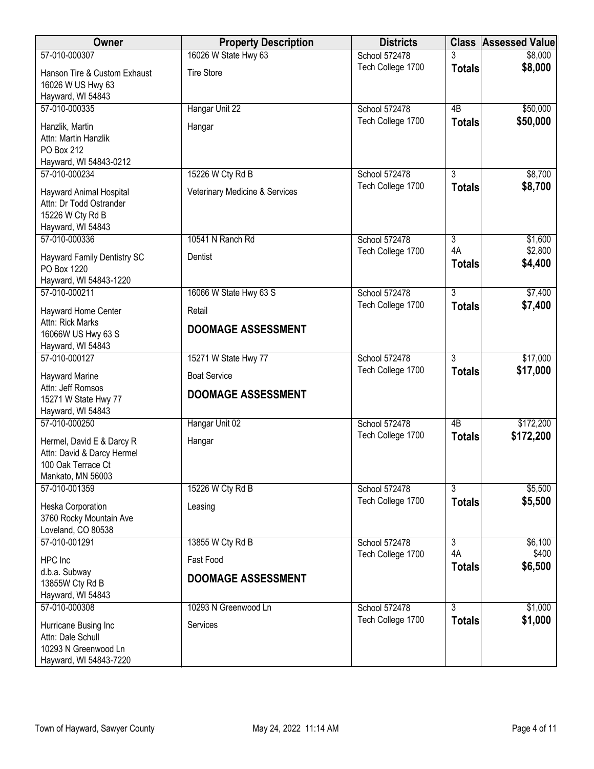| Owner | Property Description | Districts | Class | Assessed Value |
|---|---|---|---|---|
| 57-010-000307<br>Hanson Tire & Custom Exhaust<br>16026 W US Hwy 63<br>Hayward, WI 54843 | 16026 W State Hwy 63<br>Tire Store | School 572478<br>Tech College 1700 | 3<br>**Totals** | $8,000<br>**$8,000** |
| 57-010-000335<br>Hanzlik, Martin<br>Attn: Martin Hanzlik<br>PO Box 212<br>Hayward, WI 54843-0212 | Hangar Unit 22<br>Hangar | School 572478<br>Tech College 1700 | 4B<br>**Totals** | $50,000<br>**$50,000** |
| 57-010-000234<br>Hayward Animal Hospital<br>Attn: Dr Todd Ostrander<br>15226 W Cty Rd B<br>Hayward, WI 54843 | 15226 W Cty Rd B<br>Veterinary Medicine & Services | School 572478<br>Tech College 1700 | 3<br>**Totals** | $8,700<br>**$8,700** |
| 57-010-000336<br>Hayward Family Dentistry SC<br>PO Box 1220<br>Hayward, WI 54843-1220 | 10541 N Ranch Rd<br>Dentist | School 572478<br>Tech College 1700 | 3<br>4A<br>**Totals** | $1,600<br>$2,800<br>**$4,400** |
| 57-010-000211<br>Hayward Home Center<br>Attn: Rick Marks<br>16066W US Hwy 63 S<br>Hayward, WI 54843 | 16066 W State Hwy 63 S<br>Retail<br>**DOOMAGE ASSESSMENT** | School 572478<br>Tech College 1700 | 3<br>**Totals** | $7,400<br>**$7,400** |
| 57-010-000127<br>Hayward Marine<br>Attn: Jeff Romsos<br>15271 W State Hwy 77<br>Hayward, WI 54843 | 15271 W State Hwy 77<br>Boat Service<br>**DOOMAGE ASSESSMENT** | School 572478<br>Tech College 1700 | 3<br>**Totals** | $17,000<br>**$17,000** |
| 57-010-000250<br>Hermel, David E & Darcy R<br>Attn: David & Darcy Hermel<br>100 Oak Terrace Ct<br>Mankato, MN 56003 | Hangar Unit 02<br>Hangar | School 572478<br>Tech College 1700 | 4B<br>**Totals** | $172,200<br>**$172,200** |
| 57-010-001359<br>Heska Corporation<br>3760 Rocky Mountain Ave<br>Loveland, CO 80538 | 15226 W Cty Rd B<br>Leasing | School 572478<br>Tech College 1700 | 3<br>**Totals** | $5,500<br>**$5,500** |
| 57-010-001291<br>HPC Inc<br>d.b.a. Subway<br>13855W Cty Rd B<br>Hayward, WI 54843 | 13855 W Cty Rd B<br>Fast Food<br>**DOOMAGE ASSESSMENT** | School 572478<br>Tech College 1700 | 3<br>4A<br>**Totals** | $6,100<br>$400<br>**$6,500** |
| 57-010-000308<br>Hurricane Busing Inc<br>Attn: Dale Schull<br>10293 N Greenwood Ln<br>Hayward, WI 54843-7220 | 10293 N Greenwood Ln<br>Services | School 572478<br>Tech College 1700 | 3<br>**Totals** | $1,000<br>**$1,000** |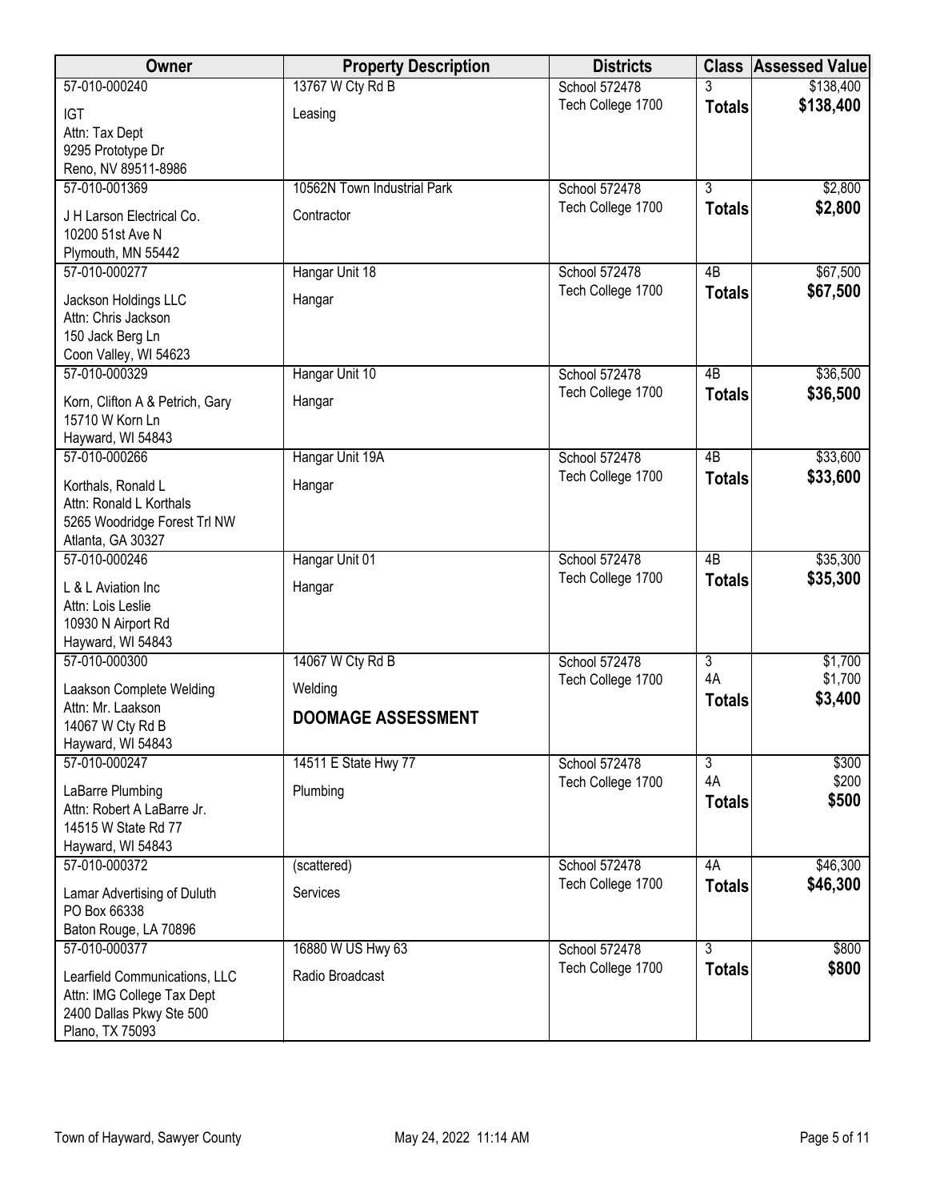| Owner | Property Description | Districts | Class | Assessed Value |
|---|---|---|---|---|
| 57-010-000240<br>IGT<br>Attn: Tax Dept<br>9295 Prototype Dr<br>Reno, NV 89511-8986 | 13767 W Cty Rd B<br>Leasing | School 572478<br>Tech College 1700 | 3<br>**Totals** | $138,400<br>**$138,400** |
| 57-010-001369<br>J H Larson Electrical Co.<br>10200 51st Ave N<br>Plymouth, MN 55442 | 10562N Town Industrial Park<br>Contractor | School 572478<br>Tech College 1700 | 3<br>**Totals** | $2,800<br>**$2,800** |
| 57-010-000277<br>Jackson Holdings LLC<br>Attn: Chris Jackson<br>150 Jack Berg Ln<br>Coon Valley, WI 54623 | Hangar Unit 18<br>Hangar | School 572478<br>Tech College 1700 | 4B<br>**Totals** | $67,500<br>**$67,500** |
| 57-010-000329<br>Korn, Clifton A & Petrich, Gary<br>15710 W Korn Ln<br>Hayward, WI 54843 | Hangar Unit 10<br>Hangar | School 572478<br>Tech College 1700 | 4B<br>**Totals** | $36,500<br>**$36,500** |
| 57-010-000266<br>Korthals, Ronald L<br>Attn: Ronald L Korthals<br>5265 Woodridge Forest Trl NW<br>Atlanta, GA 30327 | Hangar Unit 19A<br>Hangar | School 572478<br>Tech College 1700 | 4B<br>**Totals** | $33,600<br>**$33,600** |
| 57-010-000246<br>L & L Aviation Inc<br>Attn: Lois Leslie<br>10930 N Airport Rd<br>Hayward, WI 54843 | Hangar Unit 01<br>Hangar | School 572478<br>Tech College 1700 | 4B<br>**Totals** | $35,300<br>**$35,300** |
| 57-010-000300<br>Laakson Complete Welding<br>Attn: Mr. Laakson<br>14067 W Cty Rd B<br>Hayward, WI 54843 | 14067 W Cty Rd B<br>Welding<br>**DOOMAGE ASSESSMENT** | School 572478<br>Tech College 1700 | 3<br>4A<br>**Totals** | $1,700<br>$1,700<br>**$3,400** |
| 57-010-000247<br>LaBarre Plumbing<br>Attn: Robert A LaBarre Jr.<br>14515 W State Rd 77<br>Hayward, WI 54843 | 14511 E State Hwy 77<br>Plumbing | School 572478<br>Tech College 1700 | 3<br>4A<br>**Totals** | $300<br>$200<br>**$500** |
| 57-010-000372<br>Lamar Advertising of Duluth<br>PO Box 66338<br>Baton Rouge, LA 70896 | (scattered)<br>Services | School 572478<br>Tech College 1700 | 4A<br>**Totals** | $46,300<br>**$46,300** |
| 57-010-000377<br>Learfield Communications, LLC<br>Attn: IMG College Tax Dept<br>2400 Dallas Pkwy Ste 500<br>Plano, TX 75093 | 16880 W US Hwy 63<br>Radio Broadcast | School 572478<br>Tech College 1700 | 3<br>**Totals** | $800<br>**$800** |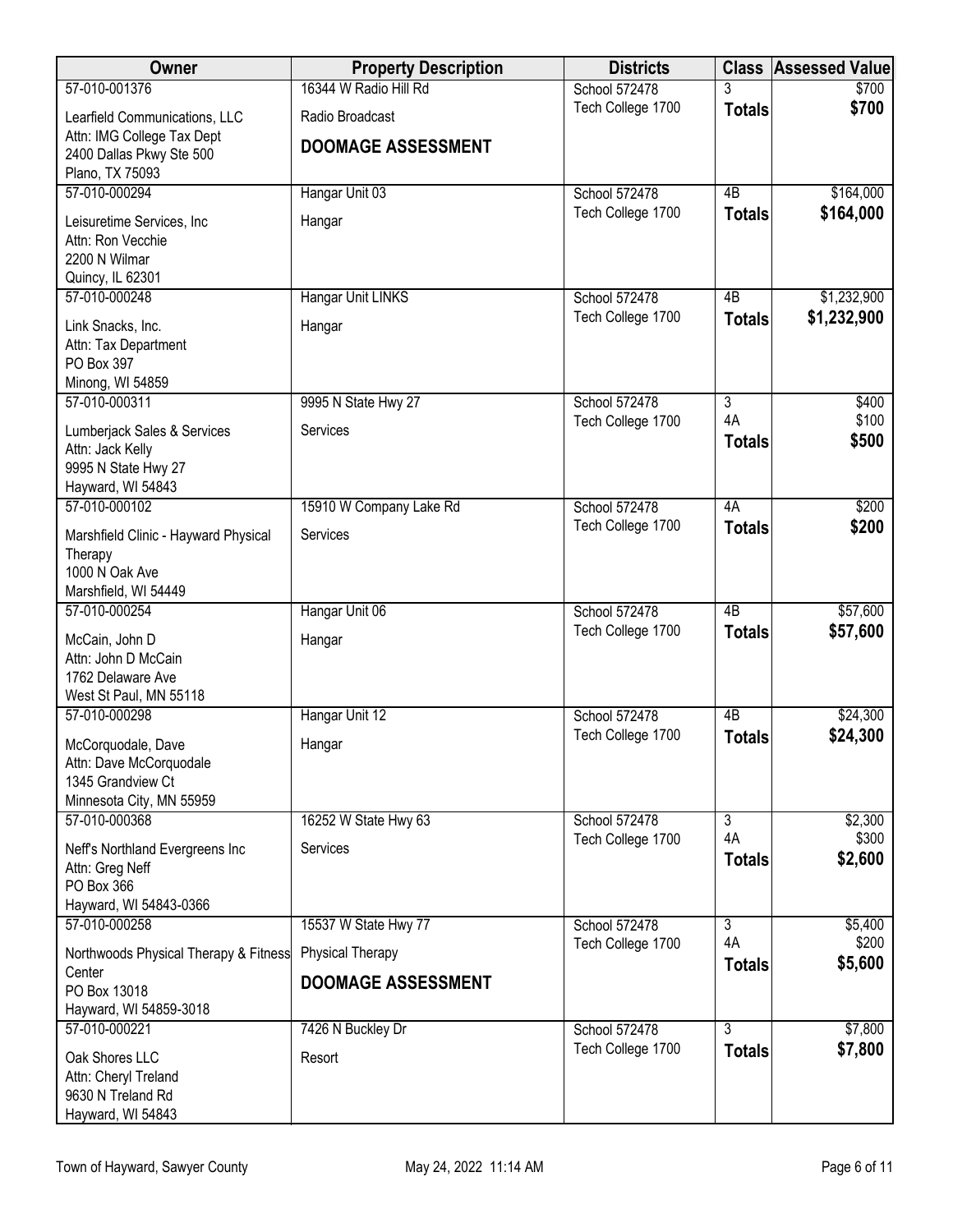| Owner | Property Description | Districts | Class | Assessed Value |
|---|---|---|---|---|
| 57-010-001376<br>Learfield Communications, LLC<br>Attn: IMG College Tax Dept<br>2400 Dallas Pkwy Ste 500<br>Plano, TX 75093 | 16344 W Radio Hill Rd<br>Radio Broadcast<br>**DOOMAGE ASSESSMENT** | School 572478<br>Tech College 1700 | 3<br>**Totals** | $700<br>**$700** |
| 57-010-000294<br>Leisuretime Services, Inc<br>Attn: Ron Vecchie<br>2200 N Wilmar<br>Quincy, IL 62301 | Hangar Unit 03<br>Hangar | School 572478<br>Tech College 1700 | 4B<br>**Totals** | $164,000<br>**$164,000** |
| 57-010-000248<br>Link Snacks, Inc.<br>Attn: Tax Department<br>PO Box 397<br>Minong, WI 54859 | Hangar Unit LINKS<br>Hangar | School 572478<br>Tech College 1700 | 4B<br>**Totals** | $1,232,900<br>**$1,232,900** |
| 57-010-000311<br>Lumberjack Sales & Services<br>Attn: Jack Kelly<br>9995 N State Hwy 27<br>Hayward, WI 54843 | 9995 N State Hwy 27<br>Services | School 572478<br>Tech College 1700 | 3<br>4A<br>**Totals** | $400<br>$100<br>**$500** |
| 57-010-000102<br>Marshfield Clinic - Hayward Physical Therapy<br>1000 N Oak Ave<br>Marshfield, WI 54449 | 15910 W Company Lake Rd<br>Services | School 572478<br>Tech College 1700 | 4A<br>**Totals** | $200<br>**$200** |
| 57-010-000254<br>McCain, John D<br>Attn: John D McCain<br>1762 Delaware Ave<br>West St Paul, MN 55118 | Hangar Unit 06<br>Hangar | School 572478<br>Tech College 1700 | 4B<br>**Totals** | $57,600<br>**$57,600** |
| 57-010-000298<br>McCorquodale, Dave<br>Attn: Dave McCorquodale<br>1345 Grandview Ct<br>Minnesota City, MN 55959 | Hangar Unit 12<br>Hangar | School 572478<br>Tech College 1700 | 4B<br>**Totals** | $24,300<br>**$24,300** |
| 57-010-000368<br>Neff's Northland Evergreens Inc<br>Attn: Greg Neff<br>PO Box 366<br>Hayward, WI 54843-0366 | 16252 W State Hwy 63<br>Services | School 572478<br>Tech College 1700 | 3<br>4A<br>**Totals** | $2,300<br>$300<br>**$2,600** |
| 57-010-000258<br>Northwoods Physical Therapy & Fitness Center<br>PO Box 13018<br>Hayward, WI 54859-3018 | 15537 W State Hwy 77<br>Physical Therapy<br>**DOOMAGE ASSESSMENT** | School 572478<br>Tech College 1700 | 3<br>4A<br>**Totals** | $5,400<br>$200<br>**$5,600** |
| 57-010-000221<br>Oak Shores LLC<br>Attn: Cheryl Treland<br>9630 N Treland Rd<br>Hayward, WI 54843 | 7426 N Buckley Dr<br>Resort | School 572478<br>Tech College 1700 | 3<br>**Totals** | $7,800<br>**$7,800** |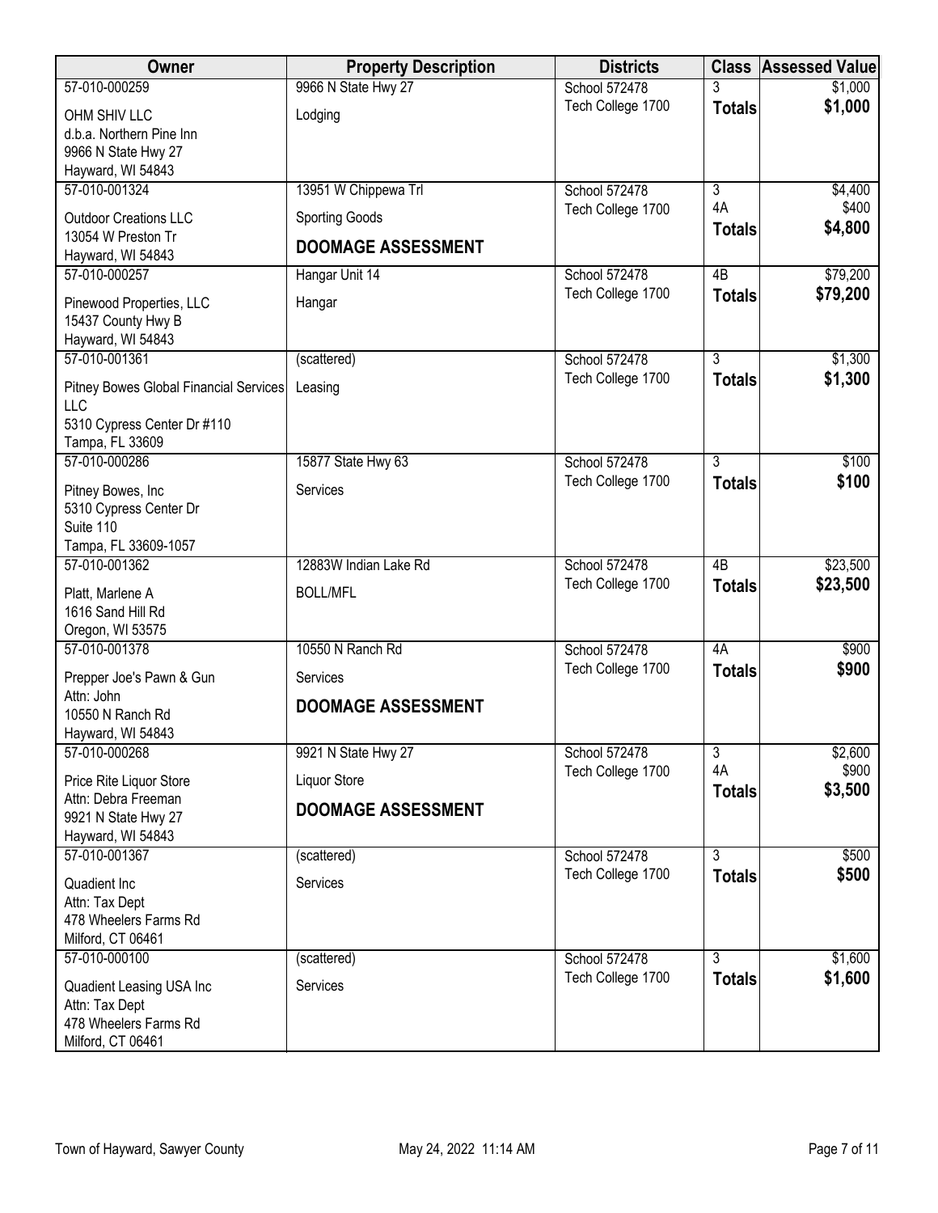| Owner | Property Description | Districts | Class | Assessed Value |
|---|---|---|---|---|
| 57-010-000259<br>OHM SHIV LLC<br>d.b.a. Northern Pine Inn<br>9966 N State Hwy 27<br>Hayward, WI 54843 | 9966 N State Hwy 27<br>Lodging | School 572478<br>Tech College 1700 | 3<br>**Totals** | $1,000<br>**$1,000** |
| 57-010-001324<br>Outdoor Creations LLC<br>13054 W Preston Tr<br>Hayward, WI 54843 | 13951 W Chippewa Trl<br>Sporting Goods<br>**DOOMAGE ASSESSMENT** | School 572478<br>Tech College 1700 | 3<br>4A<br>**Totals** | $4,400<br>$400<br>**$4,800** |
| 57-010-000257<br>Pinewood Properties, LLC<br>15437 County Hwy B<br>Hayward, WI 54843 | Hangar Unit 14<br>Hangar | School 572478<br>Tech College 1700 | 4B<br>**Totals** | $79,200<br>**$79,200** |
| 57-010-001361<br>Pitney Bowes Global Financial Services LLC<br>5310 Cypress Center Dr #110<br>Tampa, FL 33609 | (scattered)<br>Leasing | School 572478<br>Tech College 1700 | 3<br>**Totals** | $1,300<br>**$1,300** |
| 57-010-000286<br>Pitney Bowes, Inc<br>5310 Cypress Center Dr<br>Suite 110<br>Tampa, FL 33609-1057 | 15877 State Hwy 63<br>Services | School 572478<br>Tech College 1700 | 3<br>**Totals** | $100<br>**$100** |
| 57-010-001362<br>Platt, Marlene A<br>1616 Sand Hill Rd<br>Oregon, WI 53575 | 12883W Indian Lake Rd<br>BOLL/MFL | School 572478<br>Tech College 1700 | 4B<br>**Totals** | $23,500<br>**$23,500** |
| 57-010-001378<br>Prepper Joe's Pawn & Gun<br>Attn: John<br>10550 N Ranch Rd<br>Hayward, WI 54843 | 10550 N Ranch Rd<br>Services<br>**DOOMAGE ASSESSMENT** | School 572478<br>Tech College 1700 | 4A<br>**Totals** | $900<br>**$900** |
| 57-010-000268<br>Price Rite Liquor Store<br>Attn: Debra Freeman<br>9921 N State Hwy 27<br>Hayward, WI 54843 | 9921 N State Hwy 27<br>Liquor Store<br>**DOOMAGE ASSESSMENT** | School 572478<br>Tech College 1700 | 3<br>4A<br>**Totals** | $2,600<br>$900<br>**$3,500** |
| 57-010-001367<br>Quadient Inc<br>Attn: Tax Dept<br>478 Wheelers Farms Rd<br>Milford, CT 06461 | (scattered)<br>Services | School 572478<br>Tech College 1700 | 3<br>**Totals** | $500<br>**$500** |
| 57-010-000100<br>Quadient Leasing USA Inc<br>Attn: Tax Dept<br>478 Wheelers Farms Rd<br>Milford, CT 06461 | (scattered)<br>Services | School 572478<br>Tech College 1700 | 3<br>**Totals** | $1,600<br>**$1,600** |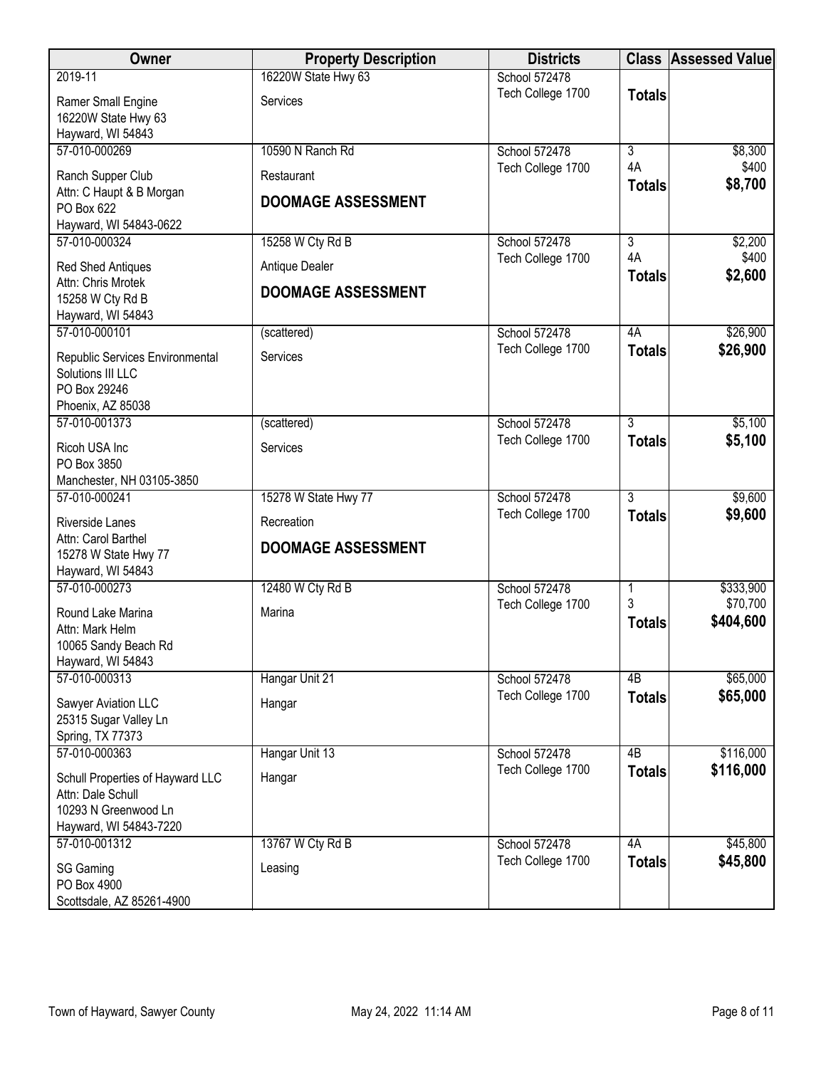| Owner | Property Description | Districts | Class | Assessed Value |
|---|---|---|---|---|
| 2019-11<br>Ramer Small Engine<br>16220W State Hwy 63<br>Hayward, WI 54843 | 16220W State Hwy 63<br>Services | School 572478<br>Tech College 1700 | **Totals** | |
| 57-010-000269<br>Ranch Supper Club<br>Attn: C Haupt & B Morgan<br>PO Box 622<br>Hayward, WI 54843-0622 | 10590 N Ranch Rd<br>Restaurant<br>**DOOMAGE ASSESSMENT** | School 572478<br>Tech College 1700 | 3<br>4A<br>**Totals** | $8,300<br>$400<br>**$8,700** |
| 57-010-000324<br>Red Shed Antiques<br>Attn: Chris Mrotek<br>15258 W Cty Rd B<br>Hayward, WI 54843 | 15258 W Cty Rd B<br>Antique Dealer<br>**DOOMAGE ASSESSMENT** | School 572478<br>Tech College 1700 | 3<br>4A<br>**Totals** | $2,200<br>$400<br>**$2,600** |
| 57-010-000101<br>Republic Services Environmental Solutions III LLC<br>PO Box 29246<br>Phoenix, AZ 85038 | (scattered)<br>Services | School 572478<br>Tech College 1700 | 4A<br>**Totals** | $26,900<br>**$26,900** |
| 57-010-001373<br>Ricoh USA Inc<br>PO Box 3850<br>Manchester, NH 03105-3850 | (scattered)<br>Services | School 572478<br>Tech College 1700 | 3<br>**Totals** | $5,100<br>**$5,100** |
| 57-010-000241<br>Riverside Lanes<br>Attn: Carol Barthel<br>15278 W State Hwy 77<br>Hayward, WI 54843 | 15278 W State Hwy 77<br>Recreation<br>**DOOMAGE ASSESSMENT** | School 572478<br>Tech College 1700 | 3<br>**Totals** | $9,600<br>**$9,600** |
| 57-010-000273<br>Round Lake Marina<br>Attn: Mark Helm<br>10065 Sandy Beach Rd<br>Hayward, WI 54843 | 12480 W Cty Rd B<br>Marina | School 572478<br>Tech College 1700 | 1<br>3<br>**Totals** | $333,900<br>$70,700<br>**$404,600** |
| 57-010-000313<br>Sawyer Aviation LLC<br>25315 Sugar Valley Ln<br>Spring, TX 77373 | Hangar Unit 21<br>Hangar | School 572478<br>Tech College 1700 | 4B<br>**Totals** | $65,000<br>**$65,000** |
| 57-010-000363<br>Schull Properties of Hayward LLC<br>Attn: Dale Schull<br>10293 N Greenwood Ln<br>Hayward, WI 54843-7220 | Hangar Unit 13<br>Hangar | School 572478<br>Tech College 1700 | 4B<br>**Totals** | $116,000<br>**$116,000** |
| 57-010-001312<br>SG Gaming<br>PO Box 4900<br>Scottsdale, AZ 85261-4900 | 13767 W Cty Rd B<br>Leasing | School 572478<br>Tech College 1700 | 4A<br>**Totals** | $45,800<br>**$45,800** |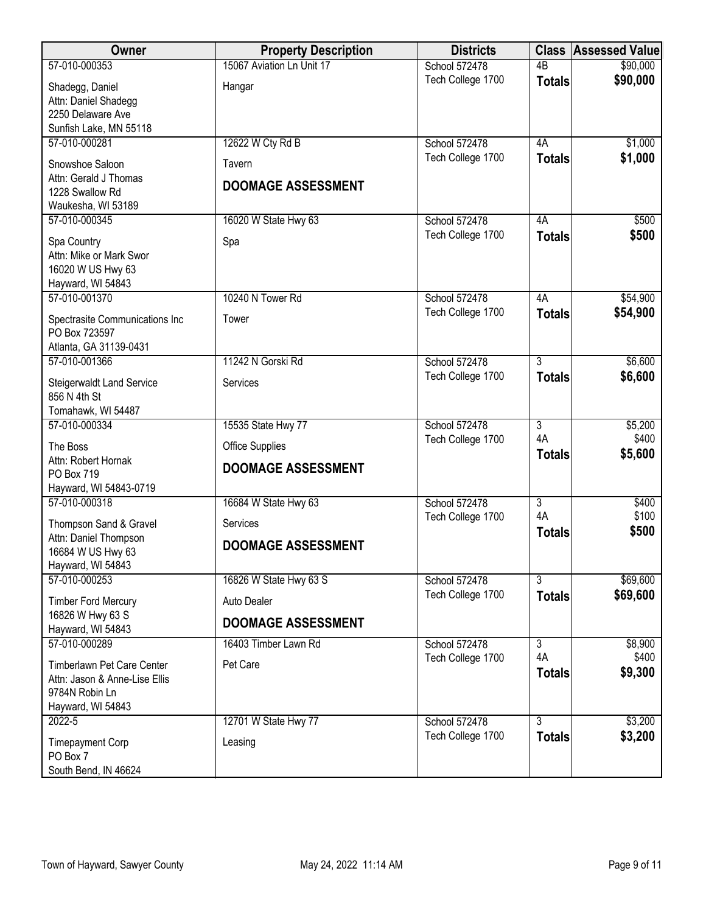| Owner | Property Description | Districts | Class | Assessed Value |
|---|---|---|---|---|
| 57-010-000353<br>Shadegg, Daniel<br>Attn: Daniel Shadegg<br>2250 Delaware Ave<br>Sunfish Lake, MN 55118 | 15067 Aviation Ln Unit 17<br>Hangar | School 572478<br>Tech College 1700 | 4B<br>**Totals** | $90,000<br>**$90,000** |
| 57-010-000281<br>Snowshoe Saloon<br>Attn: Gerald J Thomas<br>1228 Swallow Rd<br>Waukesha, WI 53189 | 12622 W Cty Rd B<br>Tavern<br>**DOOMAGE ASSESSMENT** | School 572478<br>Tech College 1700 | 4A<br>**Totals** | $1,000<br>**$1,000** |
| 57-010-000345<br>Spa Country<br>Attn: Mike or Mark Swor<br>16020 W US Hwy 63<br>Hayward, WI 54843 | 16020 W State Hwy 63<br>Spa | School 572478<br>Tech College 1700 | 4A<br>**Totals** | $500<br>**$500** |
| 57-010-001370<br>Spectrasite Communications Inc<br>PO Box 723597<br>Atlanta, GA 31139-0431 | 10240 N Tower Rd<br>Tower | School 572478<br>Tech College 1700 | 4A<br>**Totals** | $54,900<br>**$54,900** |
| 57-010-001366<br>Steigerwaldt Land Service<br>856 N 4th St<br>Tomahawk, WI 54487 | 11242 N Gorski Rd<br>Services | School 572478<br>Tech College 1700 | 3<br>**Totals** | $6,600<br>**$6,600** |
| 57-010-000334<br>The Boss<br>Attn: Robert Hornak<br>PO Box 719<br>Hayward, WI 54843-0719 | 15535 State Hwy 77<br>Office Supplies<br>**DOOMAGE ASSESSMENT** | School 572478<br>Tech College 1700 | 3<br>4A<br>**Totals** | $5,200<br>$400<br>**$5,600** |
| 57-010-000318<br>Thompson Sand & Gravel<br>Attn: Daniel Thompson<br>16684 W US Hwy 63<br>Hayward, WI 54843 | 16684 W State Hwy 63<br>Services<br>**DOOMAGE ASSESSMENT** | School 572478<br>Tech College 1700 | 3<br>4A<br>**Totals** | $400<br>$100<br>**$500** |
| 57-010-000253<br>Timber Ford Mercury<br>16826 W Hwy 63 S<br>Hayward, WI 54843 | 16826 W State Hwy 63 S<br>Auto Dealer<br>**DOOMAGE ASSESSMENT** | School 572478<br>Tech College 1700 | 3<br>**Totals** | $69,600<br>**$69,600** |
| 57-010-000289<br>Timberlawn Pet Care Center<br>Attn: Jason & Anne-Lise Ellis<br>9784N Robin Ln<br>Hayward, WI 54843 | 16403 Timber Lawn Rd<br>Pet Care | School 572478<br>Tech College 1700 | 3<br>4A<br>**Totals** | $8,900<br>$400<br>**$9,300** |
| 2022-5<br>Timepayment Corp<br>PO Box 7<br>South Bend, IN 46624 | 12701 W State Hwy 77<br>Leasing | School 572478<br>Tech College 1700 | 3<br>**Totals** | $3,200<br>**$3,200** |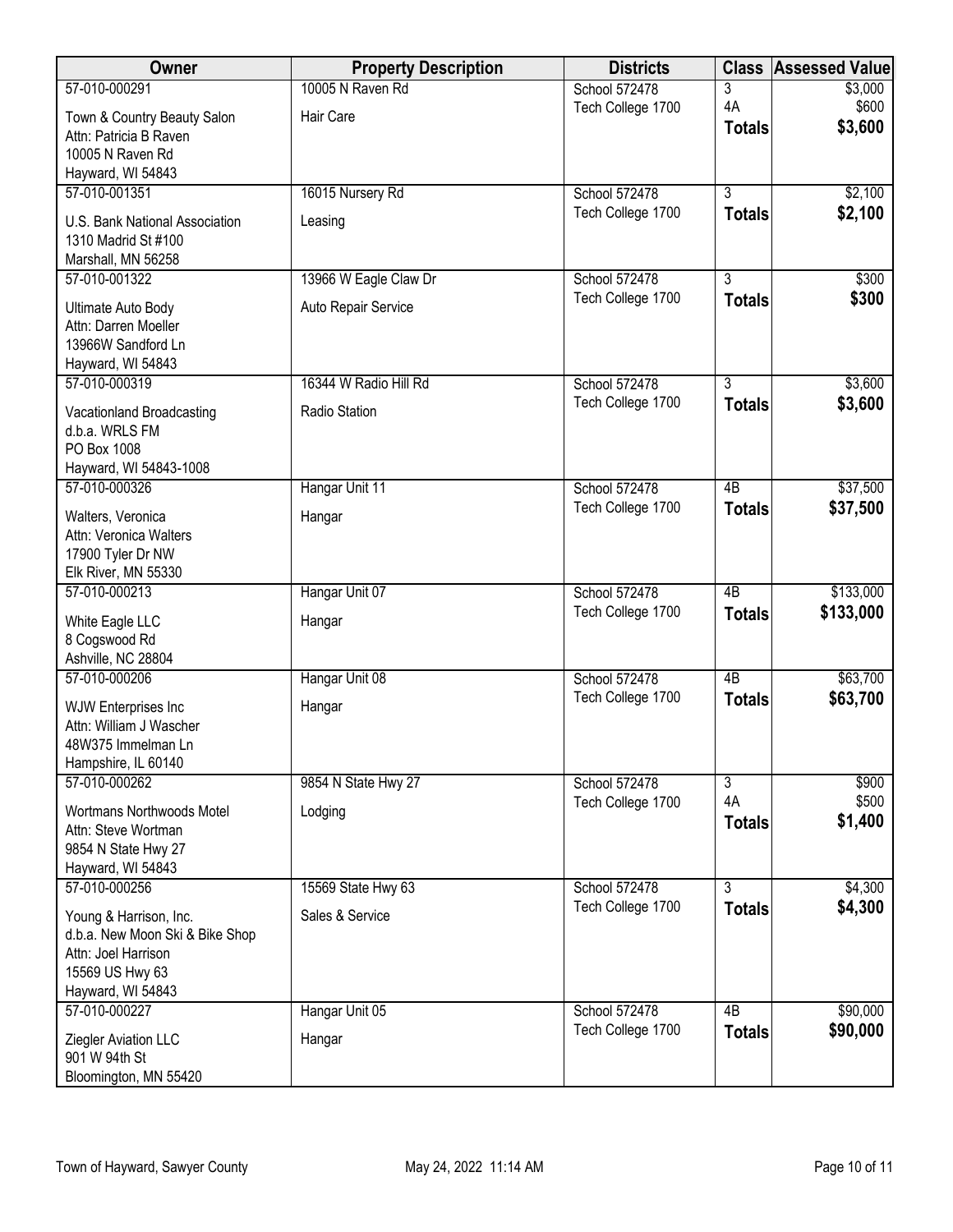| Owner | Property Description | Districts | Class | Assessed Value |
|---|---|---|---|---|
| 57-010-000291<br>Town & Country Beauty Salon<br>Attn: Patricia B Raven<br>10005 N Raven Rd<br>Hayward, WI 54843 | 10005 N Raven Rd<br>Hair Care | School 572478<br>Tech College 1700 | 3<br>4A<br>**Totals** | $3,000<br>$600<br>**$3,600** |
| 57-010-001351<br>U.S. Bank National Association<br>1310 Madrid St #100<br>Marshall, MN 56258 | 16015 Nursery Rd<br>Leasing | School 572478<br>Tech College 1700 | 3<br>**Totals** | $2,100<br>**$2,100** |
| 57-010-001322<br>Ultimate Auto Body<br>Attn: Darren Moeller<br>13966W Sandford Ln<br>Hayward, WI 54843 | 13966 W Eagle Claw Dr<br>Auto Repair Service | School 572478<br>Tech College 1700 | 3<br>**Totals** | $300<br>**$300** |
| 57-010-000319<br>Vacationland Broadcasting<br>d.b.a. WRLS FM<br>PO Box 1008<br>Hayward, WI 54843-1008 | 16344 W Radio Hill Rd<br>Radio Station | School 572478<br>Tech College 1700 | 3<br>**Totals** | $3,600<br>**$3,600** |
| 57-010-000326<br>Walters, Veronica<br>Attn: Veronica Walters<br>17900 Tyler Dr NW<br>Elk River, MN 55330 | Hangar Unit 11<br>Hangar | School 572478<br>Tech College 1700 | 4B<br>**Totals** | $37,500<br>**$37,500** |
| 57-010-000213<br>White Eagle LLC<br>8 Cogswood Rd<br>Ashville, NC 28804 | Hangar Unit 07<br>Hangar | School 572478<br>Tech College 1700 | 4B<br>**Totals** | $133,000<br>**$133,000** |
| 57-010-000206<br>WJW Enterprises Inc<br>Attn: William J Wascher<br>48W375 Immelman Ln<br>Hampshire, IL 60140 | Hangar Unit 08<br>Hangar | School 572478<br>Tech College 1700 | 4B<br>**Totals** | $63,700<br>**$63,700** |
| 57-010-000262<br>Wortmans Northwoods Motel<br>Attn: Steve Wortman<br>9854 N State Hwy 27<br>Hayward, WI 54843 | 9854 N State Hwy 27<br>Lodging | School 572478<br>Tech College 1700 | 3<br>4A<br>**Totals** | $900<br>$500<br>**$1,400** |
| 57-010-000256<br>Young & Harrison, Inc.<br>d.b.a. New Moon Ski & Bike Shop<br>Attn: Joel Harrison<br>15569 US Hwy 63<br>Hayward, WI 54843 | 15569 State Hwy 63<br>Sales & Service | School 572478<br>Tech College 1700 | 3<br>**Totals** | $4,300<br>**$4,300** |
| 57-010-000227<br>Ziegler Aviation LLC<br>901 W 94th St<br>Bloomington, MN 55420 | Hangar Unit 05<br>Hangar | School 572478<br>Tech College 1700 | 4B<br>**Totals** | $90,000<br>**$90,000** |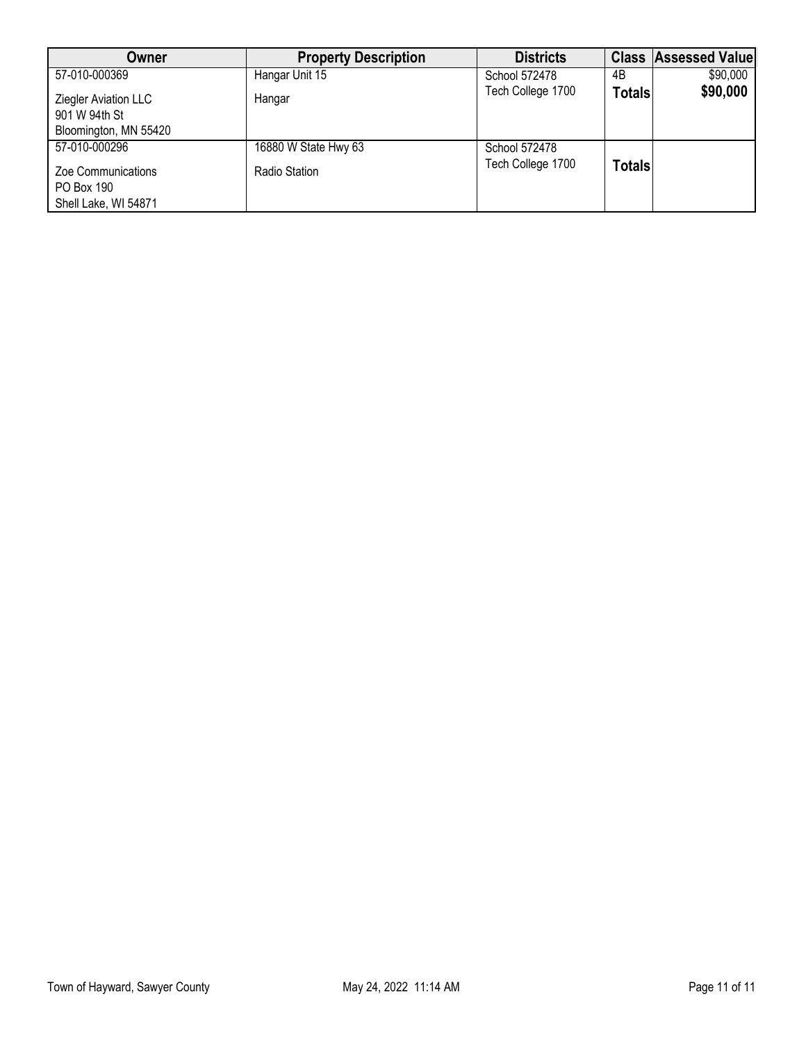| Owner | Property Description | Districts | Class | Assessed Value |
|---|---|---|---|---|
| 57-010-000369<br>Ziegler Aviation LLC<br>901 W 94th St<br>Bloomington, MN 55420 | Hangar Unit 15<br>Hangar | School 572478<br>Tech College 1700 | 4B<br>**Totals** | $90,000<br>**$90,000** |
| 57-010-000296<br>Zoe Communications<br>PO Box 190<br>Shell Lake, WI 54871 | 16880 W State Hwy 63<br>Radio Station | School 572478<br>Tech College 1700 | **Totals** | |